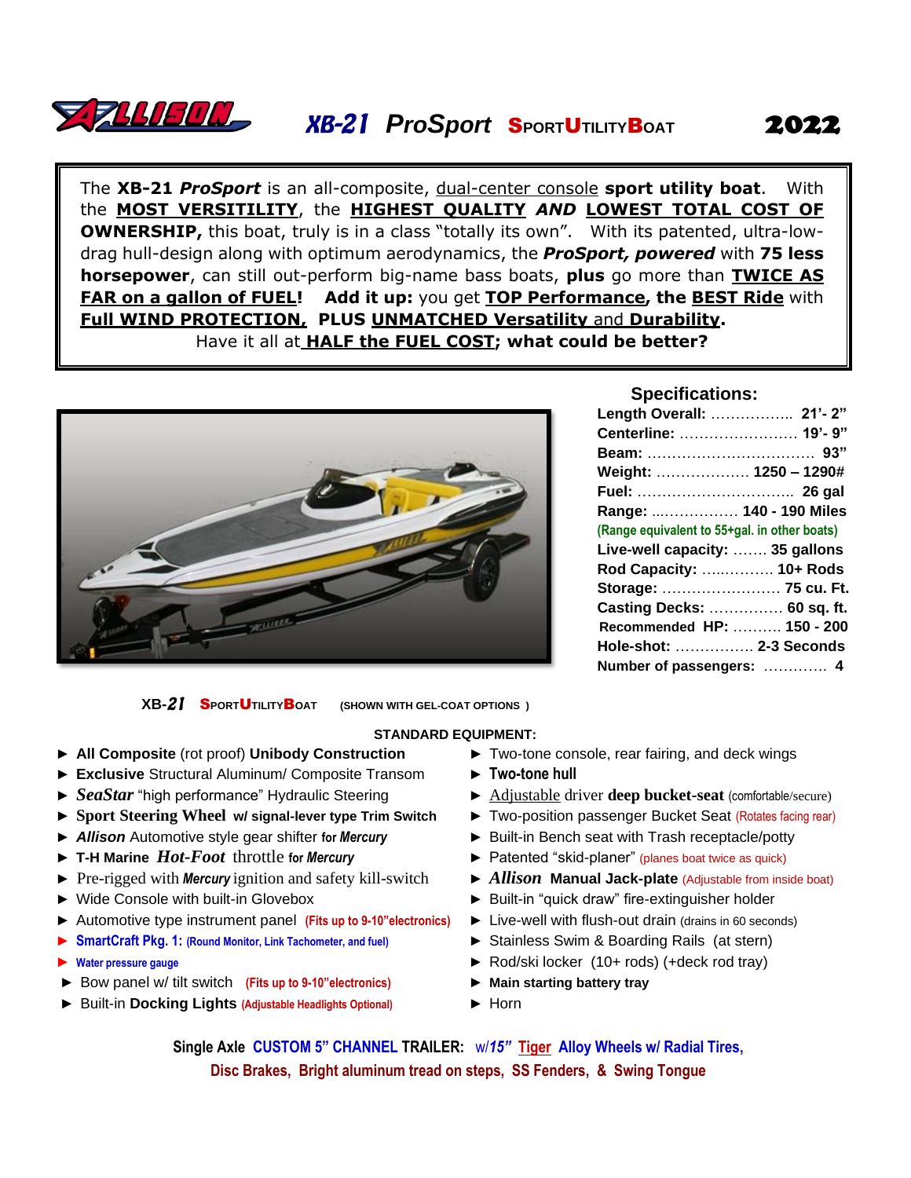# ALLISON XB-21 *ProSport* SportUtilityBoat 2022

The **XB-21 *ProSport*** is an all-composite, dual-center console **sport utility boat**. With the **MOST VERSITILITY**, the **HIGHEST QUALITY *AND* LOWEST TOTAL COST OF OWNERSHIP,** this boat, truly is in a class "totally its own". With its patented, ultra-low-drag hull-design along with optimum aerodynamics, the ***ProSport, powered*** with **75 less horsepower**, can still out-perform big-name bass boats, **plus** go more than **TWICE AS FAR on a gallon of FUEL! Add it up:** you get **TOP Performance, the BEST Ride** with **Full WIND PROTECTION, PLUS UNMATCHED Versatility and Durability.**
Have it all at **HALF the FUEL COST; what could be better?**

## Specifications:

| | |
|---|---|
| **Length Overall:** | **21'- 2"** |
| **Centerline:** | **19'- 9"** |
| **Beam:** | **93"** |
| **Weight:** | **1250 – 1290#** |
| **Fuel:** | **26 gal** |
| **Range:** | **140 - 190 Miles** |
| (Range equivalent to 55+gal. in other boats) | |
| **Live-well capacity:** | **35 gallons** |
| **Rod Capacity:** | **10+ Rods** |
| **Storage:** | **75 cu. Ft.** |
| **Casting Decks:** | **60 sq. ft.** |
| **Recommended HP:** | **150 - 200** |
| **Hole-shot:** | **2-3 Seconds** |
| **Number of passengers:** | **4** |

**XB-*21* SportUtilityBoat** (SHOWN WITH GEL-COAT OPTIONS )

### STANDARD EQUIPMENT:

- **All Composite** (rot proof) **Unibody Construction**
- **Exclusive** Structural Aluminum/ Composite Transom
- ***SeaStar*** "high performance" Hydraulic Steering
- **Sport Steering Wheel w/ signal-lever type Trim Switch**
- ***Allison*** Automotive style gear shifter **for *Mercury***
- **T-H Marine *Hot-Foot*** throttle **for *Mercury***
- Pre-rigged with ***Mercury*** ignition and safety kill-switch
- Wide Console with built-in Glovebox
- Automotive type instrument panel **(Fits up to 9-10"electronics)**
- **SmartCraft Pkg. 1: (Round Monitor, Link Tachometer, and fuel)**
- **Water pressure gauge**
- Bow panel w/ tilt switch **(Fits up to 9-10"electronics)**
- Built-in **Docking Lights** **(Adjustable Headlights Optional)**
- Two-tone console, rear fairing, and deck wings
- **Two-tone hull**
- Adjustable driver **deep bucket-seat** (comfortable/secure)
- Two-position passenger Bucket Seat (Rotates facing rear)
- Built-in Bench seat with Trash receptacle/potty
- Patented "skid-planer" (planes boat twice as quick)
- ***Allison*** **Manual Jack-plate** (Adjustable from inside boat)
- Built-in "quick draw" fire-extinguisher holder
- Live-well with flush-out drain (drains in 60 seconds)
- Stainless Swim & Boarding Rails (at stern)
- Rod/ski locker (10+ rods) (+deck rod tray)
- **Main starting battery tray**
- Horn

**Single Axle CUSTOM 5" CHANNEL TRAILER:** w/***15"*** **Tiger Alloy Wheels w/ Radial Tires, Disc Brakes, Bright aluminum tread on steps, SS Fenders, & Swing Tongue**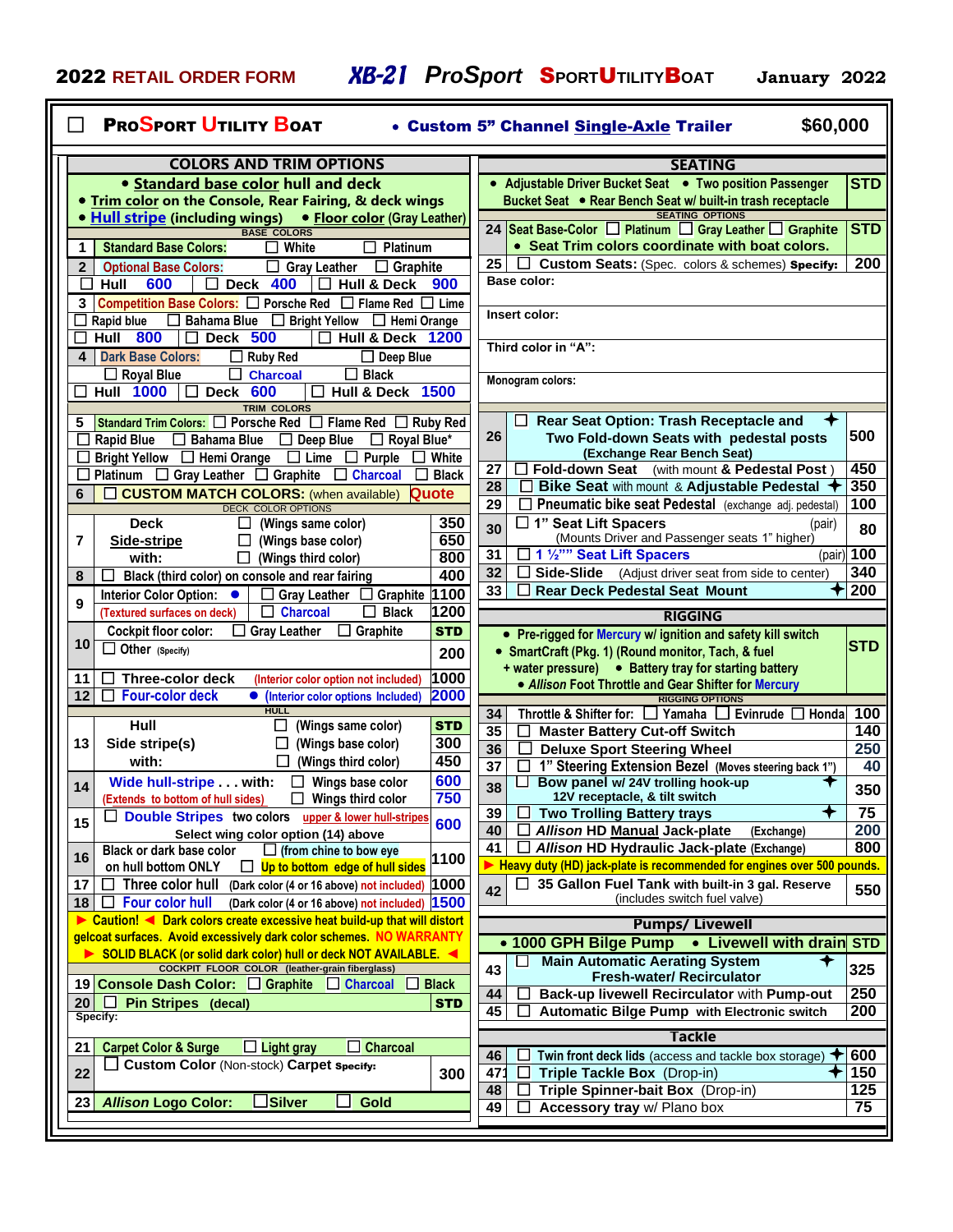**2022 RETAIL ORDER FORM** ***XB-21 ProSport*** **SPORTUTILITYBOAT** **January 2022**

☐ **PROSPORT UTILITY BOAT** • **Custom 5" Channel Single-Axle Trailer** **$60,000**

## COLORS AND TRIM OPTIONS

- • **Standard base color hull and deck**
- • **Trim color on the Console, Rear Fairing, & deck wings**
- • **Hull stripe (including wings)** • **Floor color (Gray Leather)**

| # | BASE COLORS | |
|---|---|---|
| 1 | Standard Base Colors: ☐ White ☐ Platinum | |
| 2 | Optional Base Colors: ☐ Gray Leather ☐ Graphite | |
| | ☐ Hull 600 ☐ Deck 400 ☐ Hull & Deck 900 | |
| 3 | Competition Base Colors: ☐ Porsche Red ☐ Flame Red ☐ Lime | |
| | ☐ Rapid blue ☐ Bahama Blue ☐ Bright Yellow ☐ Hemi Orange | |
| | ☐ Hull 800 ☐ Deck 500 ☐ Hull & Deck 1200 | |
| 4 | Dark Base Colors: ☐ Ruby Red ☐ Deep Blue | |
| | ☐ Royal Blue ☐ Charcoal ☐ Black | |
| | ☐ Hull 1000 ☐ Deck 600 ☐ Hull & Deck 1500 | |
| | **TRIM COLORS** | |
| 5 | Standard Trim Colors: ☐ Porsche Red ☐ Flame Red ☐ Ruby Red | |
| | ☐ Rapid Blue ☐ Bahama Blue ☐ Deep Blue ☐ Royal Blue* | |
| | ☐ Bright Yellow ☐ Hemi Orange ☐ Lime ☐ Purple ☐ White | |
| | ☐ Platinum ☐ Gray Leather ☐ Graphite ☐ Charcoal ☐ Black | |
| 6 | ☐ CUSTOM MATCH COLORS: (when available) | Quote |
| | **DECK COLOR OPTIONS** | |
| 7 | Deck ☐ (Wings same color) | 350 |
| | Side-stripe ☐ (Wings base color) | 650 |
| | with: ☐ (Wings third color) | 800 |
| 8 | ☐ Black (third color) on console and rear fairing | 400 |
| 9 | Interior Color Option: • ☐ Gray Leather ☐ Graphite | 1100 |
| | (Textured surfaces on deck) ☐ Charcoal ☐ Black | 1200 |
| 10 | Cockpit floor color: ☐ Gray Leather ☐ Graphite | STD |
| | ☐ Other (Specify) | 200 |
| 11 | ☐ Three-color deck (Interior color option not included) | 1000 |
| 12 | ☐ Four-color deck • (Interior color options Included) | 2000 |
| | **HULL** | |
| 13 | Hull ☐ (Wings same color) | STD |
| | Side stripe(s) ☐ (Wings base color) | 300 |
| | with: ☐ (Wings third color) | 450 |
| 14 | Wide hull-stripe . . . with: ☐ Wings base color | 600 |
| | (Extends to bottom of hull sides) ☐ Wings third color | 750 |
| 15 | ☐ Double Stripes two colors upper & lower hull-stripes Select wing color option (14) above | 600 |
| 16 | Black or dark base color ☐ (from chine to bow eye) | 1100 |
| | on hull bottom ONLY ☐ Up to bottom edge of hull sides | |
| 17 | ☐ Three color hull (Dark color (4 or 16 above) not included) | 1000 |
| 18 | ☐ Four color hull (Dark color (4 or 16 above) not included) | 1500 |

► Caution! ◄ Dark colors create excessive heat build-up that will distort gelcoat surfaces. Avoid excessively dark color schemes. NO WARRANTY
► SOLID BLACK (or solid dark color) hull or deck NOT AVAILABLE. ◄

| # | COCKPIT FLOOR COLOR (leather-grain fiberglass) | |
|---|---|---|
| 19 | Console Dash Color: ☐ Graphite ☐ Charcoal ☐ Black | |
| 20 | ☐ Pin Stripes (decal) | STD |
| | Specify: | |
| 21 | Carpet Color & Surge ☐ Light gray ☐ Charcoal | |
| 22 | ☐ Custom Color (Non-stock) Carpet Specify: | 300 |
| 23 | *Allison* Logo Color: ☐ Silver ☐ Gold | |

## SEATING

• Adjustable Driver Bucket Seat • Two position Passenger Bucket Seat • Rear Bench Seat w/ built-in trash receptacle — **STD**

| # | SEATING OPTIONS | |
|---|---|---|
| 24 | Seat Base-Color ☐ Platinum ☐ Gray Leather ☐ Graphite • Seat Trim colors coordinate with boat colors. | STD |
| 25 | ☐ Custom Seats: (Spec. colors & schemes) Specify: | 200 |
| | Base color: | |
| | Insert color: | |
| | Third color in "A": | |
| | Monogram colors: | |
| 26 | ☐ Rear Seat Option: Trash Receptacle and Two Fold-down Seats with pedestal posts (Exchange Rear Bench Seat) ✦ | 500 |
| 27 | ☐ Fold-down Seat (with mount & Pedestal Post) | 450 |
| 28 | ☐ Bike Seat with mount & Adjustable Pedestal ✦ | 350 |
| 29 | ☐ Pneumatic bike seat Pedestal (exchange adj. pedestal) | 100 |
| 30 | ☐ 1" Seat Lift Spacers (pair) (Mounts Driver and Passenger seats 1" higher) | 80 |
| 31 | ☐ 1 ½"" Seat Lift Spacers (pair) | 100 |
| 32 | ☐ Side-Slide (Adjust driver seat from side to center) | 340 |
| 33 | ☐ Rear Deck Pedestal Seat Mount ✦ | 200 |

## RIGGING

- • Pre-rigged for Mercury w/ ignition and safety kill switch
- • SmartCraft (Pkg. 1) (Round monitor, Tach, & fuel + water pressure) • Battery tray for starting battery
- • *Allison* Foot Throttle and Gear Shifter for Mercury

**STD**

| # | RIGGING OPTIONS | |
|---|---|---|
| 34 | Throttle & Shifter for: ☐ Yamaha ☐ Evinrude ☐ Honda | 100 |
| 35 | ☐ Master Battery Cut-off Switch | 140 |
| 36 | ☐ Deluxe Sport Steering Wheel | 250 |
| 37 | ☐ 1" Steering Extension Bezel (Moves steering back 1") | 40 |
| 38 | ☐ Bow panel w/ 24V trolling hook-up 12V receptacle, & tilt switch ✦ | 350 |
| 39 | ☐ Two Trolling Battery trays ✦ | 75 |
| 40 | ☐ *Allison* HD Manual Jack-plate (Exchange) | 200 |
| 41 | ☐ *Allison* HD Hydraulic Jack-plate (Exchange) | 800 |

► Heavy duty (HD) jack-plate is recommended for engines over 500 pounds.

| # | | |
|---|---|---|
| 42 | ☐ 35 Gallon Fuel Tank with built-in 3 gal. Reserve (includes switch fuel valve) | 550 |

## Pumps/ Livewell

• 1000 GPH Bilge Pump • Livewell with drain — **STD**

| # | | |
|---|---|---|
| 43 | ☐ Main Automatic Aerating System Fresh-water/ Recirculator ✦ | 325 |
| 44 | ☐ Back-up livewell Recirculator with Pump-out | 250 |
| 45 | ☐ Automatic Bilge Pump with Electronic switch | 200 |

## Tackle

| # | | |
|---|---|---|
| 46 | ☐ Twin front deck lids (access and tackle box storage) ✦ | 600 |
| 47 | ☐ Triple Tackle Box (Drop-in) ✦ | 150 |
| 48 | ☐ Triple Spinner-bait Box (Drop-in) | 125 |
| 49 | ☐ Accessory tray w/ Plano box | 75 |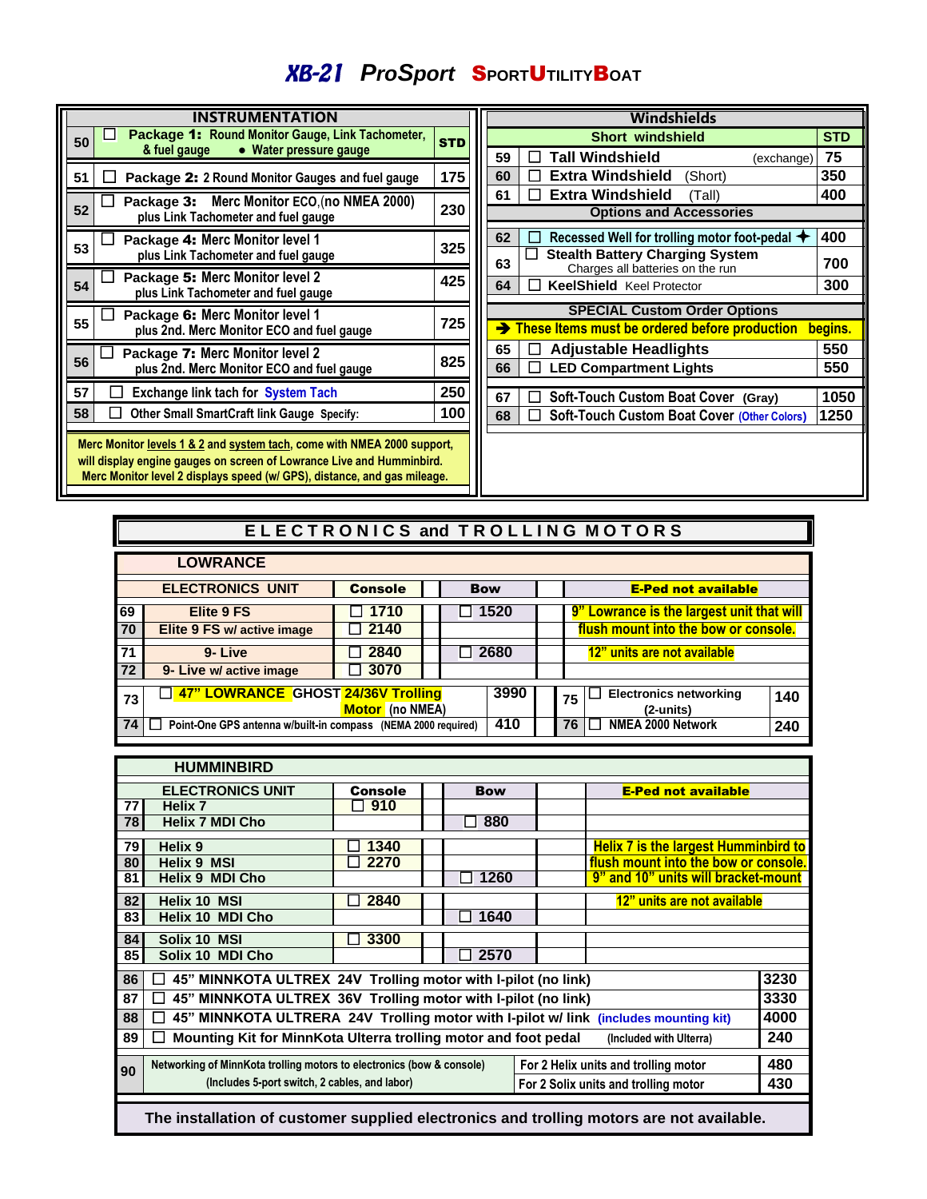# XB-21 ProSport SportUtilityBoat

| INSTRUMENTATION | | |
|---|---|---|
| 50 | ☐ **Package 1:** Round Monitor Gauge, Link Tachometer, & fuel gauge • Water pressure gauge | STD |
| 51 | ☐ **Package 2:** 2 Round Monitor Gauges and fuel gauge | 175 |
| 52 | ☐ **Package 3:** Merc Monitor ECO,(no NMEA 2000) plus Link Tachometer and fuel gauge | 230 |
| 53 | ☐ **Package 4:** Merc Monitor level 1 plus Link Tachometer and fuel gauge | 325 |
| 54 | ☐ **Package 5:** Merc Monitor level 2 plus Link Tachometer and fuel gauge | 425 |
| 55 | ☐ **Package 6:** Merc Monitor level 1 plus 2nd. Merc Monitor ECO and fuel gauge | 725 |
| 56 | ☐ **Package 7:** Merc Monitor level 2 plus 2nd. Merc Monitor ECO and fuel gauge | 825 |
| 57 | ☐ Exchange link tach for System Tach | 250 |
| 58 | ☐ Other Small SmartCraft link Gauge Specify: | 100 |

Merc Monitor levels 1 & 2 and system tach, come with NMEA 2000 support, will display engine gauges on screen of Lowrance Live and Humminbird. Merc Monitor level 2 displays speed (w/ GPS), distance, and gas mileage.

| Windshields | | |
|---|---|---|
| | Short windshield | STD |
| 59 | ☐ Tall Windshield (exchange) | 75 |
| 60 | ☐ Extra Windshield (Short) | 350 |
| 61 | ☐ Extra Windshield (Tall) | 400 |
| | **Options and Accessories** | |
| 62 | ☐ Recessed Well for trolling motor foot-pedal ✦ | 400 |
| 63 | ☐ Stealth Battery Charging System — Charges all batteries on the run | 700 |
| 64 | ☐ KeelShield Keel Protector | 300 |
| | **SPECIAL Custom Order Options** | |
| | ➔ These Items must be ordered before production begins. | |
| 65 | ☐ Adjustable Headlights | 550 |
| 66 | ☐ LED Compartment Lights | 550 |
| 67 | ☐ Soft-Touch Custom Boat Cover (Gray) | 1050 |
| 68 | ☐ Soft-Touch Custom Boat Cover (Other Colors) | 1250 |

## ELECTRONICS and TROLLING MOTORS

### LOWRANCE

| | ELECTRONICS UNIT | Console | Bow | E-Ped not available |
|---|---|---|---|---|
| 69 | Elite 9 FS | ☐ 1710 | ☐ 1520 | 9" Lowrance is the largest unit that will |
| 70 | Elite 9 FS w/ active image | ☐ 2140 | | flush mount into the bow or console. |
| 71 | 9- Live | ☐ 2840 | ☐ 2680 | 12" units are not available |
| 72 | 9- Live w/ active image | ☐ 3070 | | |

| | | | | | |
|---|---|---|---|---|---|
| 73 | ☐ 47" LOWRANCE GHOST 24/36V Trolling Motor (no NMEA) | 3990 | 75 | ☐ Electronics networking (2-units) | 140 |
| 74 | ☐ Point-One GPS antenna w/built-in compass (NEMA 2000 required) | 410 | 76 | ☐ NMEA 2000 Network | 240 |

### HUMMINBIRD

| | ELECTRONICS UNIT | Console | Bow | E-Ped not available |
|---|---|---|---|---|
| 77 | Helix 7 | ☐ 910 | | |
| 78 | Helix 7 MDI Cho | | ☐ 880 | |
| 79 | Helix 9 | ☐ 1340 | | Helix 7 is the largest Humminbird to |
| 80 | Helix 9 MSI | ☐ 2270 | | flush mount into the bow or console. |
| 81 | Helix 9 MDI Cho | | ☐ 1260 | 9" and 10" units will bracket-mount |
| 82 | Helix 10 MSI | ☐ 2840 | | 12" units are not available |
| 83 | Helix 10 MDI Cho | | ☐ 1640 | |
| 84 | Solix 10 MSI | ☐ 3300 | | |
| 85 | Solix 10 MDI Cho | | ☐ 2570 | |

| | | |
|---|---|---|
| 86 | ☐ 45" MINNKOTA ULTREX 24V Trolling motor with I-pilot (no link) | 3230 |
| 87 | ☐ 45" MINNKOTA ULTREX 36V Trolling motor with I-pilot (no link) | 3330 |
| 88 | ☐ 45" MINNKOTA ULTRERA 24V Trolling motor with I-pilot w/ link (includes mounting kit) | 4000 |
| 89 | ☐ Mounting Kit for MinnKota Ulterra trolling motor and foot pedal (Included with Ulterra) | 240 |

| | | | |
|---|---|---|---|
| 90 | Networking of MinnKota trolling motors to electronics (bow & console) (Includes 5-port switch, 2 cables, and labor) | For 2 Helix units and trolling motor | 480 |
| | | For 2 Solix units and trolling motor | 430 |

**The installation of customer supplied electronics and trolling motors are not available.**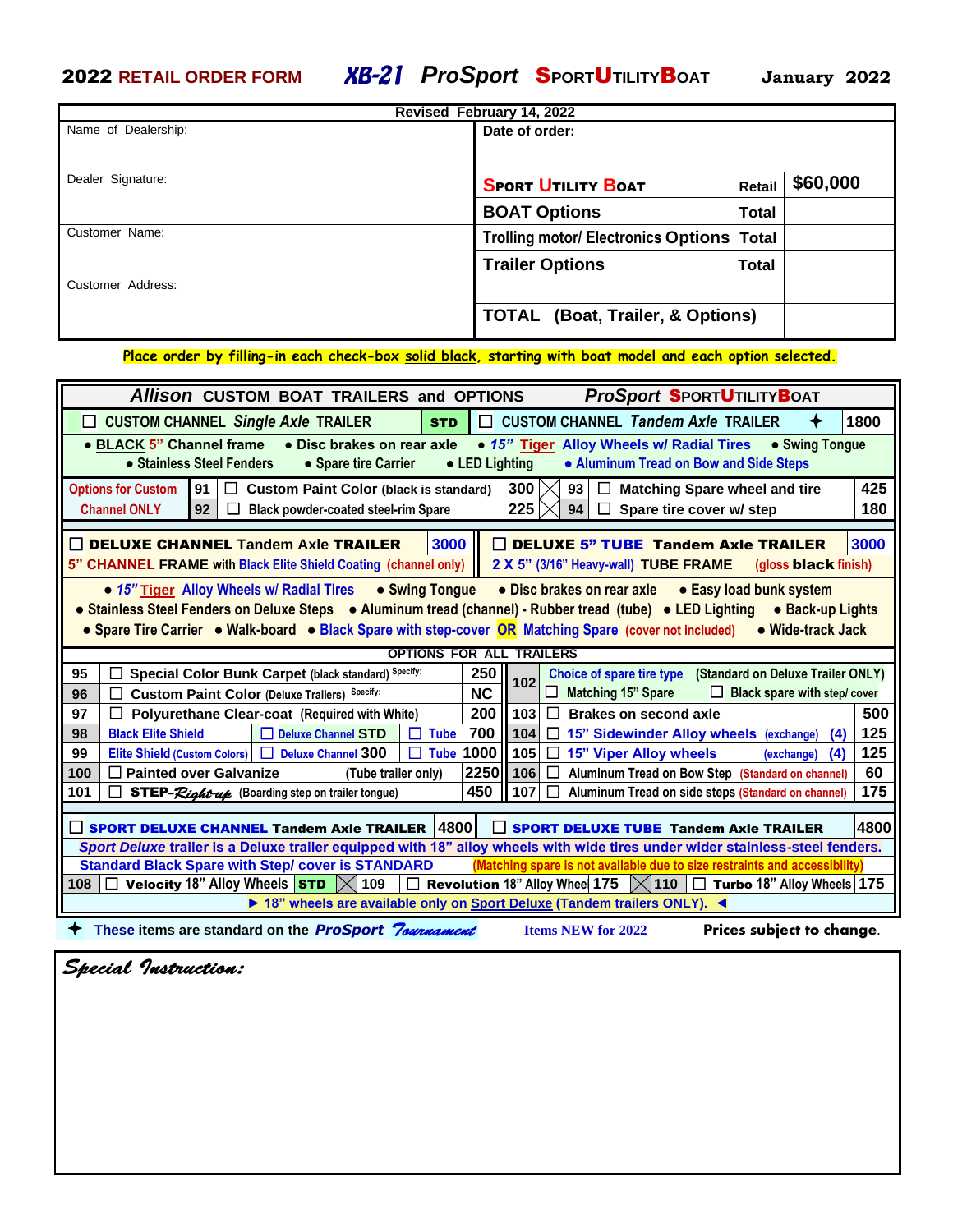**2022 RETAIL ORDER FORM** ***XB-21 ProSport*** **SPORTUTILITYBOAT** **January 2022**

| Revised February 14, 2022 | | | |
|---|---|---|---|
| Name of Dealership: | Date of order: | | |
| Dealer Signature: | **SPORT UTILITY BOAT** | Retail | $60,000 |
| | **BOAT Options** | Total | |
| Customer Name: | **Trolling motor/ Electronics Options** | Total | |
| | **Trailer Options** | Total | |
| Customer Address: | | | |
| | **TOTAL (Boat, Trailer, & Options)** | | |

**Place order by filling-in each check-box solid black, starting with boat model and each option selected.**

## *Allison* CUSTOM BOAT TRAILERS and OPTIONS — *ProSport* SPORTUTILITYBOAT

| | | | |
|---|---|---|---|
| ☐ CUSTOM CHANNEL *Single Axle* TRAILER | STD | ☐ CUSTOM CHANNEL *Tandem Axle* TRAILER ✦ | 1800 |

• BLACK 5" Channel frame • Disc brakes on rear axle • *15" Tiger* Alloy Wheels w/ Radial Tires • Swing Tongue • Stainless Steel Fenders • Spare tire Carrier • LED Lighting • Aluminum Tread on Bow and Side Steps

| Options for Custom Channel ONLY | | | | | | |
|---|---|---|---|---|---|---|
| 91 | ☐ Custom Paint Color (black is standard) | 300 | 93 | ☐ Matching Spare wheel and tire | 425 |
| 92 | ☐ Black powder-coated steel-rim Spare | 225 | 94 | ☐ Spare tire cover w/ step | 180 |

| | | | |
|---|---|---|---|
| ☐ **DELUXE CHANNEL Tandem Axle TRAILER** | 3000 | ☐ **DELUXE 5" TUBE Tandem Axle TRAILER** | 3000 |
| 5" CHANNEL FRAME with Black Elite Shield Coating (channel only) | | 2 X 5" (3/16" Heavy-wall) TUBE FRAME (gloss **black** finish) | |

• *15" Tiger* Alloy Wheels w/ Radial Tires • Swing Tongue • Disc brakes on rear axle • Easy load bunk system • Stainless Steel Fenders on Deluxe Steps • Aluminum tread (channel) - Rubber tread (tube) • LED Lighting • Back-up Lights • Spare Tire Carrier • Walk-board • Black Spare with step-cover **OR** Matching Spare (cover not included) • Wide-track Jack

**OPTIONS FOR ALL TRAILERS**

| # | Option | Price | # | Option | Price |
|---|---|---|---|---|---|
| 95 | ☐ Special Color Bunk Carpet (black standard) Specify: | 250 | 102 | Choice of spare tire type (Standard on Deluxe Trailer ONLY) ☐ Matching 15" Spare ☐ Black spare with step/ cover | |
| 96 | ☐ Custom Paint Color (Deluxe Trailers) Specify: | NC | | | |
| 97 | ☐ Polyurethane Clear-coat (Required with White) | 200 | 103 | ☐ Brakes on second axle | 500 |
| 98 | Black Elite Shield ☐ Deluxe Channel STD ☐ Tube | 700 | 104 | ☐ 15" Sidewinder Alloy wheels (exchange) (4) | 125 |
| 99 | Elite Shield (Custom Colors) ☐ Deluxe Channel 300 ☐ Tube | 1000 | 105 | ☐ 15" Viper Alloy wheels (exchange) (4) | 125 |
| 100 | ☐ Painted over Galvanize (Tube trailer only) | 2250 | 106 | ☐ Aluminum Tread on Bow Step (Standard on channel) | 60 |
| 101 | ☐ STEP-*Right-up* (Boarding step on trailer tongue) | 450 | 107 | ☐ Aluminum Tread on side steps (Standard on channel) | 175 |

| | | | |
|---|---|---|---|
| ☐ **SPORT DELUXE CHANNEL Tandem Axle TRAILER** | 4800 | ☐ **SPORT DELUXE TUBE Tandem Axle TRAILER** | 4800 |

*Sport Deluxe trailer is a Deluxe trailer equipped with 18" alloy wheels with wide tires under wider stainless-steel fenders.*

Standard Black Spare with Step/ cover is STANDARD (Matching spare is not available due to size restraints and accessibility)

| # | Option | Price | # | Option | Price | # | Option | Price |
|---|---|---|---|---|---|---|---|---|
| 108 | ☐ Velocity 18" Alloy Wheels | STD | 109 | ☐ Revolution 18" Alloy Wheel | 175 | 110 | ☐ Turbo 18" Alloy Wheels | 175 |

► 18" wheels are available only on Sport Deluxe (Tandem trailers ONLY). ◄

✦ These items are standard on the *ProSport Tournament* — Items NEW for 2022 — Prices subject to change.

***Special Instruction:***